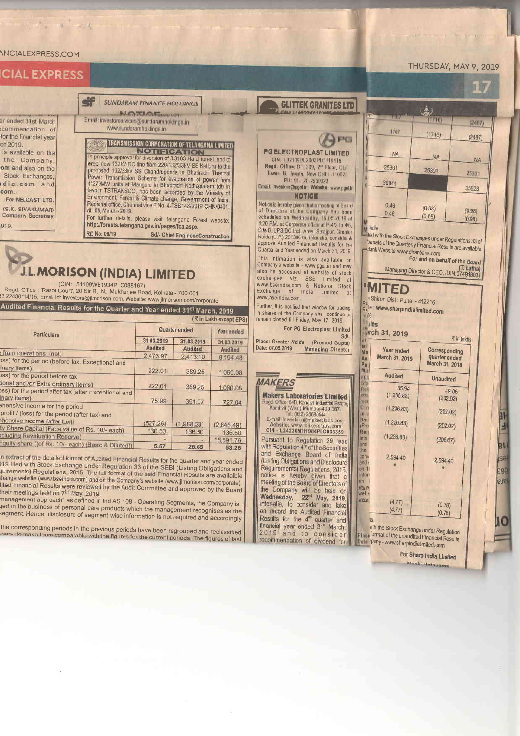ar ended 31st March
ecommendation of
for the financial year
rch 2019.
is available on the
the Company,
om and also on the
Stock Exchanges,
ndia.com and
com.

For NELCAST LTD.

(S.K. SIVAKUMAR)
Company Secretary

2019.

## SUNDARAM FINANCE HOLDINGS

Email: investorservices@sundaramholdings.in
www.sundaramholdings.in

## TRANSMISSION CORPORATION OF TELANGANA LIMITED

### NOTIFICATION

In principle approval for diversion of 3.3163 Ha of forest land to erect new 132kV DC line from 220/132/33kV SS Kalluru to the proposed 132/33kV SS Chandrugonda in Bhadradri Thermal Power Transmission Scheme for evacuation of power from 4*270MW units at Manguru in Bhadradri Kothagudem (dt) in favour TSTRANSCO, has been accorded by the Ministry of Environment, Forest & Climate change, Government of India, Regional office, Chennai vide F.No. 4-TSB148/2019-CHN/0401, dt: 08, March-2019.

For further details, please visit Telangana Forest website: http://forests.telangana.gov.in/pages/fca.aspx

RO No: 08/19 — Sd/- Chief Engineer/Construction

## J.L.MORISON (INDIA) LIMITED

(CIN: L51109WB1934PLC088167)

Regd. Office : 'Rasoi Court', 20 Sir R. N. Mukherjee Road, Kolkata - 700 001
33 22480114/15, Email Id: investors@jlmorison.com, Website: www.jlmorison.com/corporate

### Audited Financial Results for the Quarter and Year ended 31st March, 2019

(₹ in Lakh except EPS)

| Particulars | Quarter ended | | Year ended |
|---|---|---|---|
| | 31.03.2019 | 31.03.2018 | 31.03.2019 |
| | Audited | Audited | Audited |
| e from operations (net) | 2,473.97 | 2,413.10 | 9,194.48 |
| oss) for the period (before tax, Exceptional and inary items) | 222.01 | 389.25 | 1,060.08 |
| oss) for the period before tax tional and /or Extra ordinary items) | 222.01 | 389.25 | 1,060.08 |
| oss) for the period after tax (after Exceptional and inary items) | 75.99 | 391.07 | 727.04 |
| ehensive Income for the period profit / (loss) for the period (after tax) and ehensive income (after tax)] | (527.26) | (1,988.23) | (2,845.49) |
| ty Share Capital (Face value of Rs. 10/- each) | 136.50 | 136.50 | 136.50 |
| xcluding Revaluation Reserve) | - | - | 15,591.76 |
| Equity share ((of Rs. 10/- each) (Basic & Diluted)) | 5.57 | 28.65 | 53.26 |

n extract of the detailed format of Audited Financial Results for the quarter and year ended 019 filed with Stock Exchange under Regulation 33 of the SEBI (Listing Obligations and quirements) Regulations, 2015. The full format of the said Financial Results are available hange website (www.bseindia.com) and on the Company's website (www.jlmorison.com/corporate). lited Financial Results were reviewed by the Audit Committee and approved by the Board their meetings held on 7th May, 2019.

management approach" as defined in Ind AS 108 - Operating Segments, the Company is ged in the business of personal care products which the management recognises as the segment. Hence, disclosure of segment-wise information is not required and accordingly

the corresponding periods in the previous periods have been regrouped and reclassified ssary to make them comparable with the figures for the current periods. The figures of last

## GLITTEK GRANITES LTD

## PG ELECTROPLAST LIMITED

CIN: L32109DL2003PLC119416
Regd. Office: DTJ209, 2nd Floor, DLF Tower- B, Jasola, New Delhi -110025
PH: 91-120-2569323
Email: investors@pgel.in, Website: www.pgel.in

### NOTICE

Notice is hereby given that a meeting of Board of Directors of the Company has been scheduled on Wednesday, 15.05.2019 at 4:20 P.M. at Corporate office at P-4/2 to 4/6, Site B, UPSIDC Ind. Area, Surajpur, Greater Noida (U.P.) 201306 to, inter alia, consider & approve Audited Financial Results for the Quarter and Year ended on March 31, 2019.

This intimation is also available on Company's website - www.pgel.in and may also be accessed at website of stock exchanges viz. BSE Limited at www.bseindia.com & National Stock Exchange of India Limited at www.nseindia.com.

Further, it is notified that window for trading in shares of the Company shall continue to remain closed till Friday, May 17, 2019.

For PG Electroplast Limited
Sd/-
(Promod Gupta)
Managing Director

Place: Greater Noida
Date: 07.05.2019

## MAKERS

## Makers Laboratories Limited

Regd. Office: 54D, Kandivli Industrial Estate, Kandivli (West), Mumbai-400 067.
Tel: (022) 28688544
E-mail: investors@makerslabs.com
Website: www.makerslabs.com
CIN - L24230MH1984PLC033389

Pursuant to Regulation 29 read with Regulation 47 of the Securities and Exchange Board of India (Listing Obligations and Disclosure Requirements) Regulations, 2015, notice is hereby given that a meeting of the Board of Directors of the Company will be held on Wednesday, 22nd May, 2019, inter-alia, to consider and take on record the Audited Financial Results for the 4th quarter and financial year ended 31st March, 2019 and to consider recommendation of dividend for

| | | |
|---|---|---|
| 1167 | (1716) | (2487) |
| 1167 | (1716) | (2487) |
| NA | NA | NA |
| 25301 | 25301 | 25301 |
| 36844 | | 35623 |
| 0.46 | (0.68) | (0.98) |
| 0.46 | (0.68) | (0.98) |

India.

led with the Stock Exchanges under Regulations 33 of ormats of the Quarterly Financial Results are available Bank Website: www.dhanbank.com

For and on behalf of the Board

(T. Latha)
Managing Director & CEO, (DIN:07491803)

## MITED

a Shirur, Dist : Pune - 412216
te : www.sharpindialimited.com

ults

rch 31, 2019

₹ in lakhs

| Year ended March 31, 2019 | Corresponding quarter ended March 31, 2018 |
|---|---|
| Audited | Unaudited |
| 35.94 | 48.06 |
| (1,236.83) | (202.02) |
| (1,236.83) | (202.02) |
| (1,236.83) | (202.02) |
| (1,236.83) | (206.67) |
| 2,594.40 | 2,594.40 |
| * | * |
| (4.77) | (0.78) |
| (4.77) | (0.78) |

with the Stock Exchange under Regulation format of the unaudited Financial Results pany - www.sharpindialimited.com

For Sharp India Limited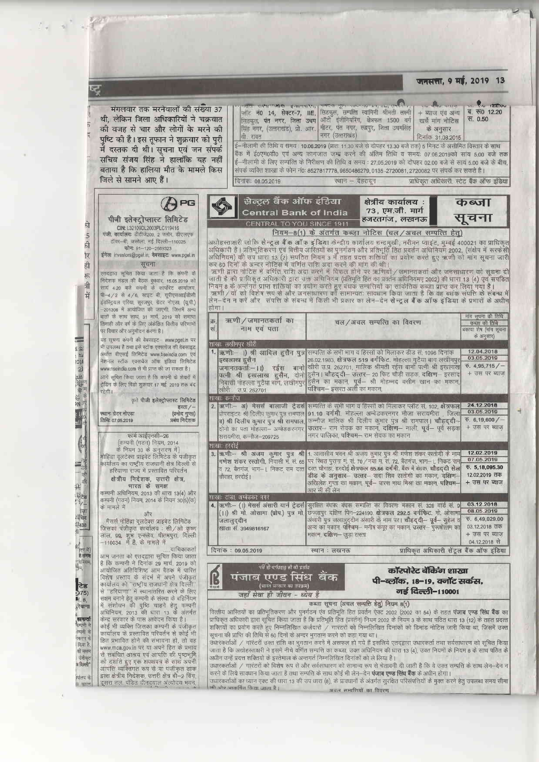मंगलवार तक मरनेवालों की संख्या 37 थी, लेकिन जिला अधिकारियों ने चक्रवात की वजह से चार और लोगों के मरने की पुष्टि की है। इस तूफान ने शुक्रवार को पुरी में दस्तक दी थी। सूचना एवं जन संपर्क सचिव संजय सिंह ने हालांकि यह नहीं बताया है कि हालिया मौत के मामले किस जिले से सामने आए हैं।

PG

**पीजी इलेक्ट्रोप्लास्ट लिमिटेड**

CIN: L32109DL2003PLC119416

पंजी. कार्यालय: डीटीजे209, 2 फ्लोर, डीएलएफ टॉवर-बी, जसोला, नई दिल्ली-110025

फोन: 91-120-2569323

ईमेल: investors@pgel.in, वेबसाइट: www.pgel.in

**सूचना**

एतदद्वारा सूचित किया जाता है कि कंपनी के निदेशक मंडल की बैठक बुधवार, 15.05.2019 को सायं 4:20 बजे कंपनी के कार्पोरेट कार्यालय, पी-4/2 से 4/6, साइट बी, यूपीएसआईडीसी इंडस्ट्रियल एरिया, सूरजपुर, ग्रेटर नोएडा, (यू.पी.) -201306 में आयोजित की जाएगी, जिसमें अन्य बातों के साथ साथ, 31 मार्च, 2019 को समाप्त तिमाही और वर्ष के लिए अंकेक्षित वित्तीय परिणामों पर विचार और अनुमोदन करना है।

यह सूचना कंपनी की वेबसाइट- www.pgel.in पर भी उपलब्ध है तथा इसे स्टॉक एक्सचेंज की वेबसाइट अर्थात बीएसई लिमिटेड www.bseindia.com एवं नेशनल स्टॉक एक्सचेंज ऑफ इंडिया लिमिटेड www.nseindia.com से भी प्राप्त की जा सकता है।

आगे सूचित किया जाता है कि कंपनी के शेयरों में ट्रेडिंग के लिए विंडो शुक्रवार 17 मई, 2019 तक बंद रहेगी।

कृते पीजी इलेक्ट्रोप्लास्ट लिमिटेड
हस्ता/-
(प्रमोद गुप्ता)
प्रबंध निदेशक

स्थान: ग्रेटर नोएडा
तिथि: 07.05.2019

फार्म आईएनसी-26
[कम्पनी (गठन) नियम, 2014 के नियम 30 के अनुसरण में]
मोहिंद्रा वूलटेक्स प्राइवेट लिमिटेड के पंजीकृत कार्यालय का राष्ट्रीय राजधानी क्षेत्र दिल्ली से हरियाणा राज्य में प्रस्तावित परिवर्तन

**क्षेत्रीय निदेशक, उत्तरी क्षेत्र, भारत के समक्ष**

कम्पनी अधिनियम, 2013 की धारा 13(4) और कम्पनी (गठन) नियम, 2014 के नियम 30(5)(क) के मामले में

और

मैसर्स मोहिंद्रा वूलटेक्स प्राइवेट लिमिटेड जिसका पंजीकृत कार्यालय : सी/ओ कृष्ण लाल, 99, शुभ एन्क्लेव, पीतमपुरा, दिल्ली -110034 में है, के मामले में
.....याचिकाकर्ता

आम जनता को एतद्द्वारा सूचित किया जाता है कि कम्पनी ने दिनांक 29 मार्च, 2019 को आयोजित अतिविशिष्ट आम बैठक में पारित विशेष प्रस्ताव के संदर्भ में अपने पंजीकृत कार्यालय को "राष्ट्रीय राजधानी क्षेत्र दिल्ली" से "हरियाणा" में स्थानांतरित करने के लिए सक्षम बनाने हेतु कम्पनी के संस्था के बहिर्नियम में संशोधन की पुष्टि चाहने हेतु कम्पनी अधिनियम, 2013 की धारा 13 के अंतर्गत केन्द्र सरकार के पास आवेदन किया है।

कोई भी व्यक्ति जिसका कम्पनी के पंजीकृत कार्यालय के प्रस्तावित परिवर्तन से कोई भी हित प्रभावित होने की संभावना हो, तो वह www.mca.gov.in पर या अपने हित के प्रभाव से संबंधित आशय एवं आपत्ति की पृष्ठभूमि को दर्शाते हुए एक शपथपत्र के साथ अपनी आपत्ति व्यक्तिगत रूप से या पंजीकृत डाक द्वारा क्षेत्रीय निदेशक, उत्तरी क्षेत्र बी-2 विंग, दूसरा तल, पंडित दीनदयाल अंत्योदय भवन,

| | | | |
|---|---|---|---|
| प्लॉट नं0 14, सेक्टर-7, IIE, सिडकुल, पंत नगर, जिला उधम सिंह नगर, (उत्तराखंड), प्रो. आर. पी. रावत | सिडकुल, सम्पत्ति स्वामिनी श्रीमती लक्ष्मी ऑटो इंजीनियरिंग, क्षेत्रफल 1500 वर्ग मीटर, पंत नगर, रुद्रपुर, जिला उधमसिंह नगर (उत्तराखंड) | + ब्याज एवं अन्य खर्चे मांग नोटिस के अनुसार दिनांक 31.08.2015 | रु0 12.20 ब. रु0 12.20 स. 0.50 |

ई-नीलामी की तिथि व समय : 10.06.2019 (प्रातः 11.30 बजे से दोपहर 13.30 बजे तक) 5 मिनट के असीमित विस्तार के साथ
बैंक में ई0एम0डी0 एवं अन्य कागजात जमा करने की अंतिम तिथि व समय: 07.06.2019को सायं 5.00 बजे तक
ई-नीलामी के लिए सम्पत्ति के निरीक्षण की तिथि व समय : 27.05.2019 को दोपहर 02.00 बजे से सायं 5.00 बजे के बीच,
संपर्क व्यक्ति शाखा के फोन नं0: 8527817778, 9650486279, 0135-2720081, 2720082 पर संपर्क कर सकते है।

दिनांक: 08.05.2019 | स्थान – देहरादून | प्राधिकृत अधिकारी, स्टेट बैंक ऑफ इंडिया

**सेन्ट्रल बैंक ऑफ इंडिया**
**Central Bank of India**
CENTRAL TO YOU SINCE 1911

क्षेत्रीय कार्यालय : 73, एम.जी. मार्ग हजरतगंज, लखनऊ

# कब्जा सूचना

**नियम-8(1) के अंतर्गत कब्जा नोटिस (चल/अचल सम्पत्ति हेतु)**

अधोहस्ताक्षरी जो कि सेन्ट्रल बैंक ऑफ इंडिया केन्द्रीय कार्यालय चन्द्रमुखी, नरीमन प्वाइंट, मुम्बई 400021 का प्राधिकृत अधिकारी है। प्रतिभूतिकरण एवं वित्तीय आस्तियों का पुनर्गठन और प्रतिभूति हित प्रवर्तन अधिनियम 2002, (संक्षेप में सरफेसी अधिनियम) की उप धारा 13 (2) सपठित नियम 3 में तहत प्रदत्त शक्तियों का प्रयोग करते हुए ऋणी को मांग सूचना जारी कर 60 दिनों के अन्दर नोटिस में वर्णित राशि अदा करने की मांग की थी।

ऋणी द्वारा नोटिस में वर्णित राशि अदा करने में विफल होने पर ऋणियों/जमानतकर्ता और जनसाधारण को सूचना दी जाती है की प्राधिकृत अधिकारी द्वारा उक्त अधिनियम (प्रतिभूति हित का प्रवर्तन अधिनियम 2002) की धारा 13 (4) एवं सपठित नियम 8 के अंतर्गत प्राप्त शक्तियों का प्रयोग करते हुए बंधक सम्पत्तियों का सांकेतिक कब्जा प्राप्त कर लिया गया है।

ऋणी/यों को विशेष रूप से और जनसाधारण को सामान्यतः सावधान किया जाता है कि वह बंधक संपत्ति के संबंध में लेन-देन न करें और संपत्ति के संबंध में किसी भी प्रकार का लेन-देन सेन्ट्रल बैंक ऑफ इंडिया के प्रभारों के अधीन होगा।

| क्र. सं. | ऋणी/जमानतकर्ता का नाम एवं पता | चल/अचल सम्पत्ति का विवरण | मांग सूचना की तिथि कब्जा की तिथि बकाया शेष (मांग सूचना के अनुसार) |
|---|---|---|---|
| | **शाखा: लखीमपुर खीरी** | | |
| 1. | ऋणी:- i) श्री आबिद हुसैन पुत्र इस्लाख हुसैन जमानतकर्ता:- i) रईस बानो पत्नी श्री इस्लाख हुसैन, दोनों निवासी मोहल्ला गुटैया बाग, लखीमपुर खीरी उ.प्र. 262701 | सम्पत्ति के सभी भाग व हिस्सों को मिलाकर डीड सं. 1096 दिनांक 26.02.1983, क्षेत्रफल 519 वर्गफिट, मोहल्ला गुटैया बाग लखीमपुर खीरी उ.प्र. 262701, मालिक श्रीमती रईस बानों पत्नी श्री इस्लाख हुसैन। चौहद्दी- उत्तर- 20 फिट चौड़ी सड़क, दक्षिण- इसरार हुसैन का मकान, पूर्व- श्री मोहम्मद वसीम खान का मकान, पश्चिम- इसरत अली का मकान, | 12.04.2018 03.05.2019 रु. 4,95,715/- + उस पर ब्याज |
| | **शाखा: कन्नौज** | | |
| 2. | ऋणी:- अ) मेसर्स बालाजी ट्रेडर्स प्रोपराइटर श्री दिलीप कुमार पुत्र रामपाल ब) श्री दिलीप कुमार पुत्र श्री रामपाल, दोनों का पता मोहल्ला- अम्बेडकरनगर सरायमीरा, कन्नौज-209725 | सम्पत्ति के सभी भाग व हिस्सों को मिलाकर प्लॉट सं. 102, क्षेत्रफल 91.10 वर्गमी. मोहल्ला अम्बेडकरनगर मौजा सरायमीरा, जिला कन्नौज मालिक श्री दिलीप कुमार पुत्र श्री रामपाल। चौहद्दी- उत्तर- राम सेवक का मकान, दक्षिण- नाली, पूर्व- पूर्व सड़क नगर पालिका, पश्चिम- राम सेवक का मकान | 24.12.2018 03.05.2019 रु. 6,19,600/- + उस पर ब्याज |
| | **शाखा: हरदोई** | | |
| 3. | ऋणी:- श्री अजय कुमार पुत्र श्री गणेश शंकर रस्तोगी, निवासी म. सं. 65 व 72, बैतगंज, भाग-1, निकट राम दत्त चौराहा, हरदोई। | 1. आवासीय भवन श्री अजय कुमार पुत्र श्री गणेश शंकर रस्तोगी के नाम पर स्थित पुराना नं. सं. 70/नया न. सं. 72, बैतगंज, भाग-1, निकट राम दत्त चौराहा, हरदोई क्षेत्रफल 65.66 वर्गमी. बैंक में बंधक, चौहद्दी सेल डीड के अनुसार- उत्तर- सदा शिव रस्तोगी का मकान, दक्षिण- अखिलेश गुप्ता का मकान, पूर्व- पारस नाथ मिश्रा का मकान, पश्चिम- आर सी सी लेन | 12.02.2019 07.05.2019 रु. 5,18,095.30 12.02.2019 तक + उस पर ब्याज |
| | **शाखा: टांडा, अम्बेडकर नगर** | | |
| 4. | ऋणी:- (I) मेसर्स अंसारी यार्न ट्रेडर्स (II) श्री मो. ओसामा (प्रोप.) पुत्र मो. जलालुद्दीन खाता सं. 3949816167 | सुरक्षित बंधक: बंधक सम्पत्ति का विवरण: मकान सं. 326 वार्ड सं. 9 छज्जापुर दक्षिण पिन-224190, क्षेत्रफल 292.5 वर्गफिट. मो. ओसामा अंसारी पुत्र जलालुद्दीन अंसारी के नाम पर। चौहद्दी- पूर्व- सुहेल व अन्य का मकान, पश्चिम- मनीष कपूर का मकान, उत्तर- पुरुषोत्तम का मकान, दक्षिण- जुड़ा रास्ता | 03.12.2018 08.05.2019 रु. 6,49,029.00 03.12.2018 तक + उस पर ब्याज 04.12.2018 से |

दिनांक : 09.05.2019 | स्थान : लखनऊ | प्राधिकृत अधिकारी सेंट्रल बैंक ऑफ इंडिया

**पंजाब एण्ड सिंध बैंक**
(भारत सरकार का उपक्रम)
*जहाँ सेवा ही जीवन - ध्येय है*

**कॉरपोरेट बैंकिंग शाखा**
**पी-ब्लॉक, 18-19, कनॉट सर्कस, नई दिल्ली-110001**

**कब्जा सूचना (अचल सम्पत्ति हेतु) नियम 8(1)**

वित्तीय आस्तियों का प्रतिभूतिकरण एवं पुनर्गठन एवं प्रतिभूति हित प्रवर्तन ऐक्ट 2002 (2002 का 54) के तहत पंजाब एण्ड सिंध बैंक का प्राधिकृत अधिकारी द्वारा सूचित किया जाता है कि प्रतिभूति हित (प्रवर्तन) नियम 2002 के नियम 3 के साथ पठित धारा 13 (12) के तहत प्रदत्त शक्तियों का प्रयोग करते हुए निम्नलिखित कर्जदारों / गारंटरों को निम्नलिखित दिनांकों को डिमांड नोटिस जारी किया था, जिसमें उक्त सूचना की प्राप्ति की तिथि से 60 दिनों के अन्दर भुगतान करने को कहा गया था।

उधारकर्ताओं / गारंटरों उक्त राशि का भुगतान करने में असफल हो गये हैं इसलिये एतद्द्वारा उधारकर्ता तथा सर्वसाधारण को सूचित किया जाता है कि अधोहस्ताक्षरी ने इसमें नीचे वर्णित सम्पत्ति का कब्जा, उक्त अधिनियम की धारा 13 (4), उक्त नियमों के नियम 8 के साथ पठित के अधीन उन्हें प्रदत्त शक्तियों के इस्तेमाल के अन्तर्गत निम्नलिखित दिनांकों को ले लिया है।

उधारकर्ताओं / गारंटरों को विशेष रूप से और सर्वसाधारण को सामान्य रूप से चेतावनी दी जाती है कि वे उक्त सम्पत्ति के साथ लेन-देन न करने के लिये सावधान किया जाता है तथा सम्पत्ति के साथ कोई भी लेन-देन पंजाब एण्ड सिंध बैंक के अधीन होगा।

उधारकर्ताओं का ध्यान एक्ट की धारा 13 की उप धारा (8), के प्रावधानों के अंतर्गत सुरक्षित परिसंपत्तियों के मुक्त करने हेतु उपलब्ध समय सीमा की ओर आकर्षित किया जाता है।

अचल सम्पत्तियों का विवरण